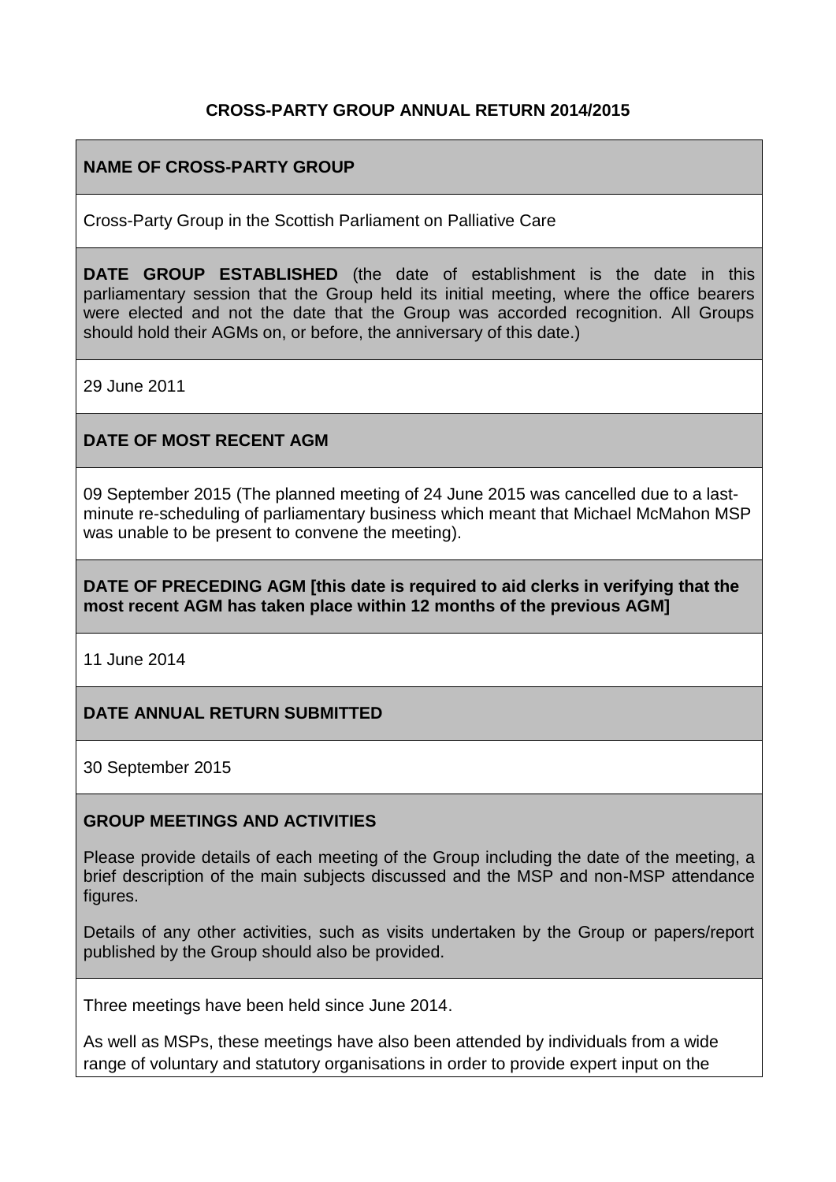**CROSS-PARTY GROUP ANNUAL RETURN 2014/2015**

**NAME OF CROSS-PARTY GROUP**

Cross-Party Group in the Scottish Parliament on Palliative Care

**DATE GROUP ESTABLISHED** (the date of establishment is the date in this parliamentary session that the Group held its initial meeting, where the office bearers were elected and not the date that the Group was accorded recognition. All Groups should hold their AGMs on, or before, the anniversary of this date.)

29 June 2011

**DATE OF MOST RECENT AGM**

09 September 2015 (The planned meeting of 24 June 2015 was cancelled due to a last-minute re-scheduling of parliamentary business which meant that Michael McMahon MSP was unable to be present to convene the meeting).

**DATE OF PRECEDING AGM [this date is required to aid clerks in verifying that the most recent AGM has taken place within 12 months of the previous AGM]**

11 June 2014

**DATE ANNUAL RETURN SUBMITTED**

30 September 2015

**GROUP MEETINGS AND ACTIVITIES**

Please provide details of each meeting of the Group including the date of the meeting, a brief description of the main subjects discussed and the MSP and non-MSP attendance figures.

Details of any other activities, such as visits undertaken by the Group or papers/report published by the Group should also be provided.

Three meetings have been held since June 2014.

As well as MSPs, these meetings have also been attended by individuals from a wide range of voluntary and statutory organisations in order to provide expert input on the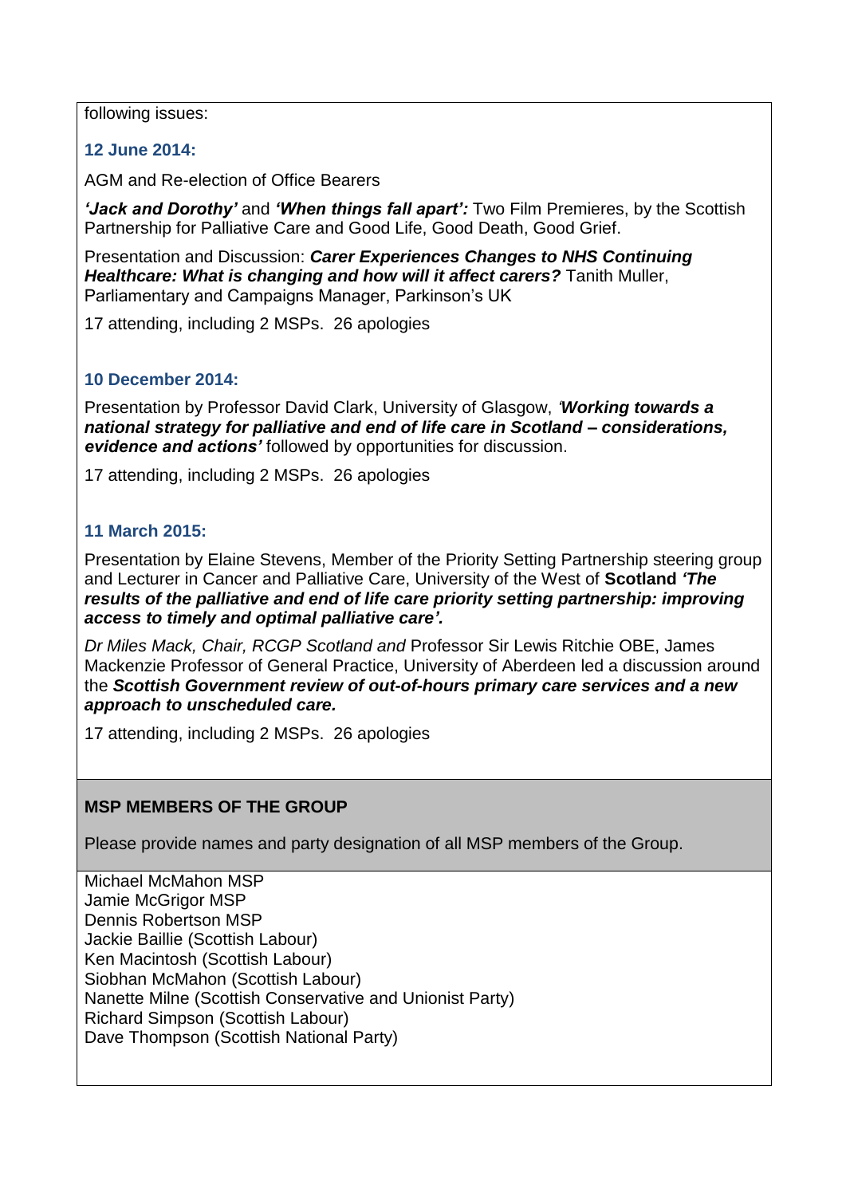following issues:

**12 June 2014:**

AGM and Re-election of Office Bearers

***'Jack and Dorothy'*** and ***'When things fall apart':*** Two Film Premieres, by the Scottish Partnership for Palliative Care and Good Life, Good Death, Good Grief.

Presentation and Discussion: ***Carer Experiences Changes to NHS Continuing Healthcare: What is changing and how will it affect carers?*** Tanith Muller, Parliamentary and Campaigns Manager, Parkinson's UK

17 attending, including 2 MSPs. 26 apologies

**10 December 2014:**

Presentation by Professor David Clark, University of Glasgow, ***'Working towards a national strategy for palliative and end of life care in Scotland – considerations, evidence and actions'*** followed by opportunities for discussion.

17 attending, including 2 MSPs. 26 apologies

**11 March 2015:**

Presentation by Elaine Stevens, Member of the Priority Setting Partnership steering group and Lecturer in Cancer and Palliative Care, University of the West of **Scotland** ***'The results of the palliative and end of life care priority setting partnership: improving access to timely and optimal palliative care'.***

*Dr Miles Mack, Chair, RCGP Scotland and* Professor Sir Lewis Ritchie OBE, James Mackenzie Professor of General Practice, University of Aberdeen led a discussion around the ***Scottish Government review of out-of-hours primary care services and a new approach to unscheduled care.***

17 attending, including 2 MSPs. 26 apologies

## MSP MEMBERS OF THE GROUP

Please provide names and party designation of all MSP members of the Group.

Michael McMahon MSP
Jamie McGrigor MSP
Dennis Robertson MSP
Jackie Baillie (Scottish Labour)
Ken Macintosh (Scottish Labour)
Siobhan McMahon (Scottish Labour)
Nanette Milne (Scottish Conservative and Unionist Party)
Richard Simpson (Scottish Labour)
Dave Thompson (Scottish National Party)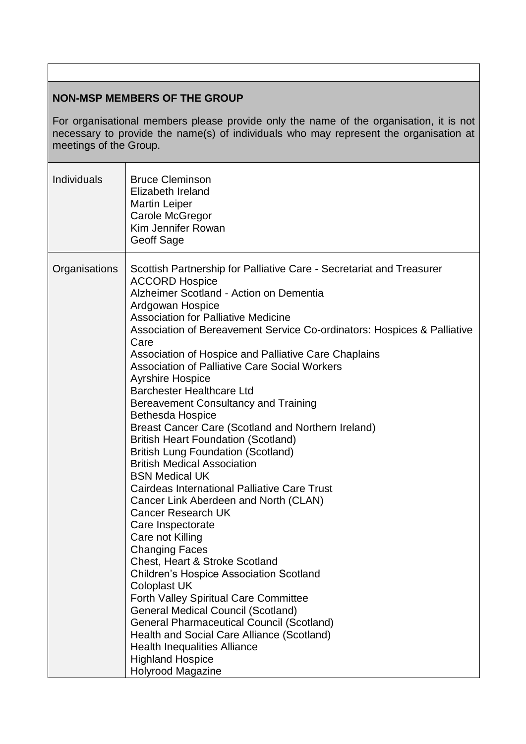| |
|---|

## NON-MSP MEMBERS OF THE GROUP

For organisational members please provide only the name of the organisation, it is not necessary to provide the name(s) of individuals who may represent the organisation at meetings of the Group.

| | |
|---|---|
| Individuals | Bruce Cleminson<br>Elizabeth Ireland<br>Martin Leiper<br>Carole McGregor<br>Kim Jennifer Rowan<br>Geoff Sage |
| Organisations | Scottish Partnership for Palliative Care - Secretariat and Treasurer<br>ACCORD Hospice<br>Alzheimer Scotland - Action on Dementia<br>Ardgowan Hospice<br>Association for Palliative Medicine<br>Association of Bereavement Service Co-ordinators: Hospices & Palliative Care<br>Association of Hospice and Palliative Care Chaplains<br>Association of Palliative Care Social Workers<br>Ayrshire Hospice<br>Barchester Healthcare Ltd<br>Bereavement Consultancy and Training<br>Bethesda Hospice<br>Breast Cancer Care (Scotland and Northern Ireland)<br>British Heart Foundation (Scotland)<br>British Lung Foundation (Scotland)<br>British Medical Association<br>BSN Medical UK<br>Cairdeas International Palliative Care Trust<br>Cancer Link Aberdeen and North (CLAN)<br>Cancer Research UK<br>Care Inspectorate<br>Care not Killing<br>Changing Faces<br>Chest, Heart & Stroke Scotland<br>Children's Hospice Association Scotland<br>Coloplast UK<br>Forth Valley Spiritual Care Committee<br>General Medical Council (Scotland)<br>General Pharmaceutical Council (Scotland)<br>Health and Social Care Alliance (Scotland)<br>Health Inequalities Alliance<br>Highland Hospice<br>Holyrood Magazine |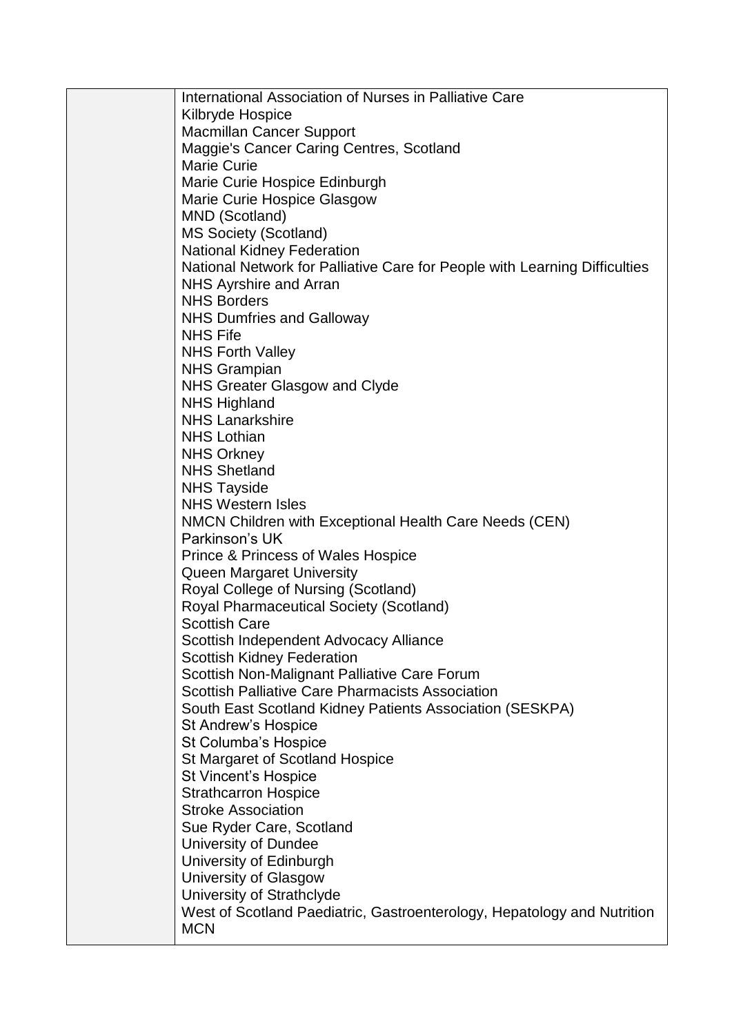| | |
|---|---|
| | International Association of Nurses in Palliative Care<br>Kilbryde Hospice<br>Macmillan Cancer Support<br>Maggie's Cancer Caring Centres, Scotland<br>Marie Curie<br>Marie Curie Hospice Edinburgh<br>Marie Curie Hospice Glasgow<br>MND (Scotland)<br>MS Society (Scotland)<br>National Kidney Federation<br>National Network for Palliative Care for People with Learning Difficulties<br>NHS Ayrshire and Arran<br>NHS Borders<br>NHS Dumfries and Galloway<br>NHS Fife<br>NHS Forth Valley<br>NHS Grampian<br>NHS Greater Glasgow and Clyde<br>NHS Highland<br>NHS Lanarkshire<br>NHS Lothian<br>NHS Orkney<br>NHS Shetland<br>NHS Tayside<br>NHS Western Isles<br>NMCN Children with Exceptional Health Care Needs (CEN)<br>Parkinson's UK<br>Prince & Princess of Wales Hospice<br>Queen Margaret University<br>Royal College of Nursing (Scotland)<br>Royal Pharmaceutical Society (Scotland)<br>Scottish Care<br>Scottish Independent Advocacy Alliance<br>Scottish Kidney Federation<br>Scottish Non-Malignant Palliative Care Forum<br>Scottish Palliative Care Pharmacists Association<br>South East Scotland Kidney Patients Association (SESKPA)<br>St Andrew's Hospice<br>St Columba's Hospice<br>St Margaret of Scotland Hospice<br>St Vincent's Hospice<br>Strathcarron Hospice<br>Stroke Association<br>Sue Ryder Care, Scotland<br>University of Dundee<br>University of Edinburgh<br>University of Glasgow<br>University of Strathclyde<br>West of Scotland Paediatric, Gastroenterology, Hepatology and Nutrition MCN |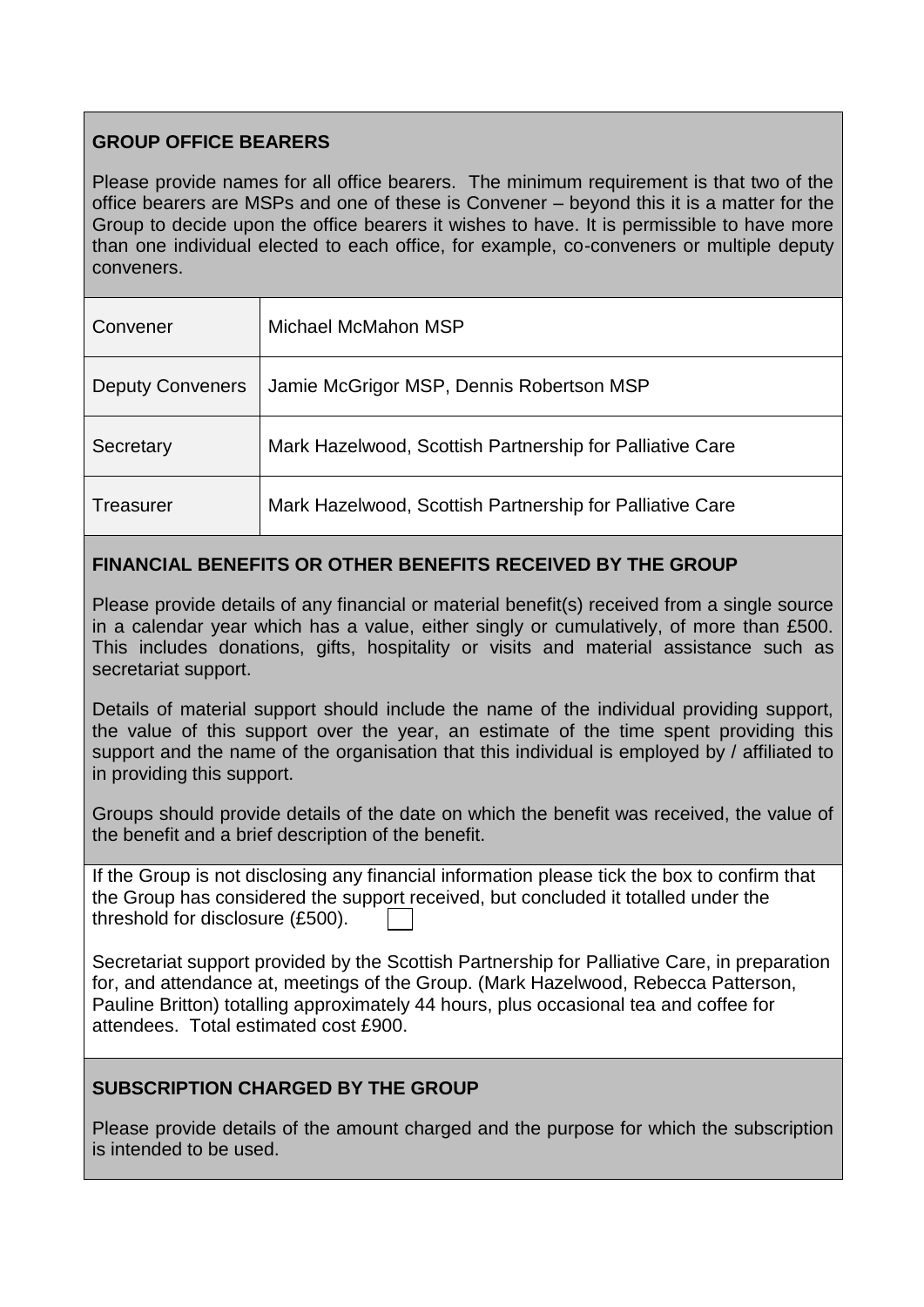## GROUP OFFICE BEARERS

Please provide names for all office bearers. The minimum requirement is that two of the office bearers are MSPs and one of these is Convener – beyond this it is a matter for the Group to decide upon the office bearers it wishes to have. It is permissible to have more than one individual elected to each office, for example, co-conveners or multiple deputy conveners.

| Convener | Michael McMahon MSP |
|---|---|
| Deputy Conveners | Jamie McGrigor MSP, Dennis Robertson MSP |
| Secretary | Mark Hazelwood, Scottish Partnership for Palliative Care |
| Treasurer | Mark Hazelwood, Scottish Partnership for Palliative Care |

## FINANCIAL BENEFITS OR OTHER BENEFITS RECEIVED BY THE GROUP

Please provide details of any financial or material benefit(s) received from a single source in a calendar year which has a value, either singly or cumulatively, of more than £500. This includes donations, gifts, hospitality or visits and material assistance such as secretariat support.

Details of material support should include the name of the individual providing support, the value of this support over the year, an estimate of the time spent providing this support and the name of the organisation that this individual is employed by / affiliated to in providing this support.

Groups should provide details of the date on which the benefit was received, the value of the benefit and a brief description of the benefit.

If the Group is not disclosing any financial information please tick the box to confirm that the Group has considered the support received, but concluded it totalled under the threshold for disclosure (£500). ☐

Secretariat support provided by the Scottish Partnership for Palliative Care, in preparation for, and attendance at, meetings of the Group. (Mark Hazelwood, Rebecca Patterson, Pauline Britton) totalling approximately 44 hours, plus occasional tea and coffee for attendees. Total estimated cost £900.

## SUBSCRIPTION CHARGED BY THE GROUP

Please provide details of the amount charged and the purpose for which the subscription is intended to be used.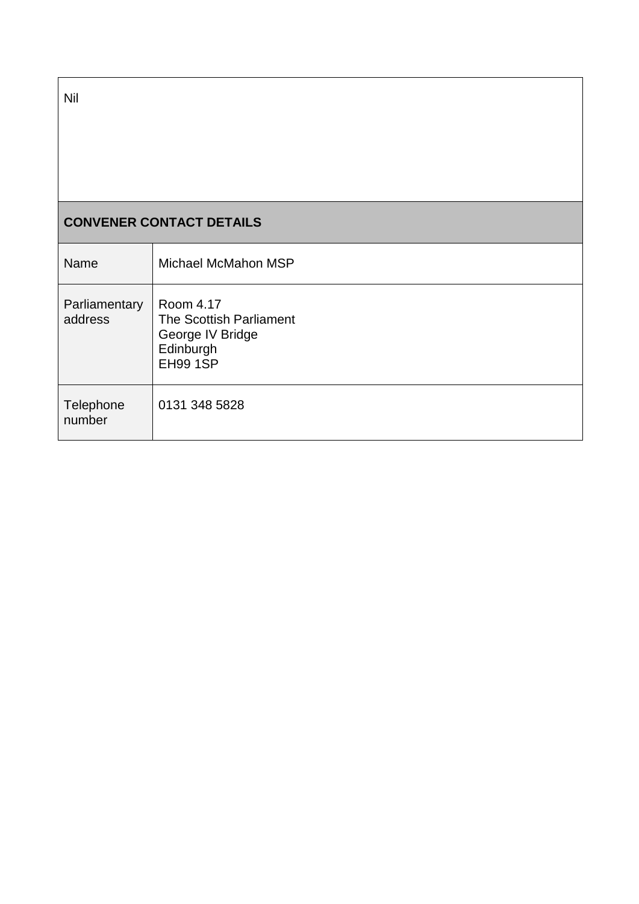Nil

| CONVENER CONTACT DETAILS | |
|---|---|
| Name | Michael McMahon MSP |
| Parliamentary address | Room 4.17<br>The Scottish Parliament<br>George IV Bridge<br>Edinburgh<br>EH99 1SP |
| Telephone number | 0131 348 5828 |